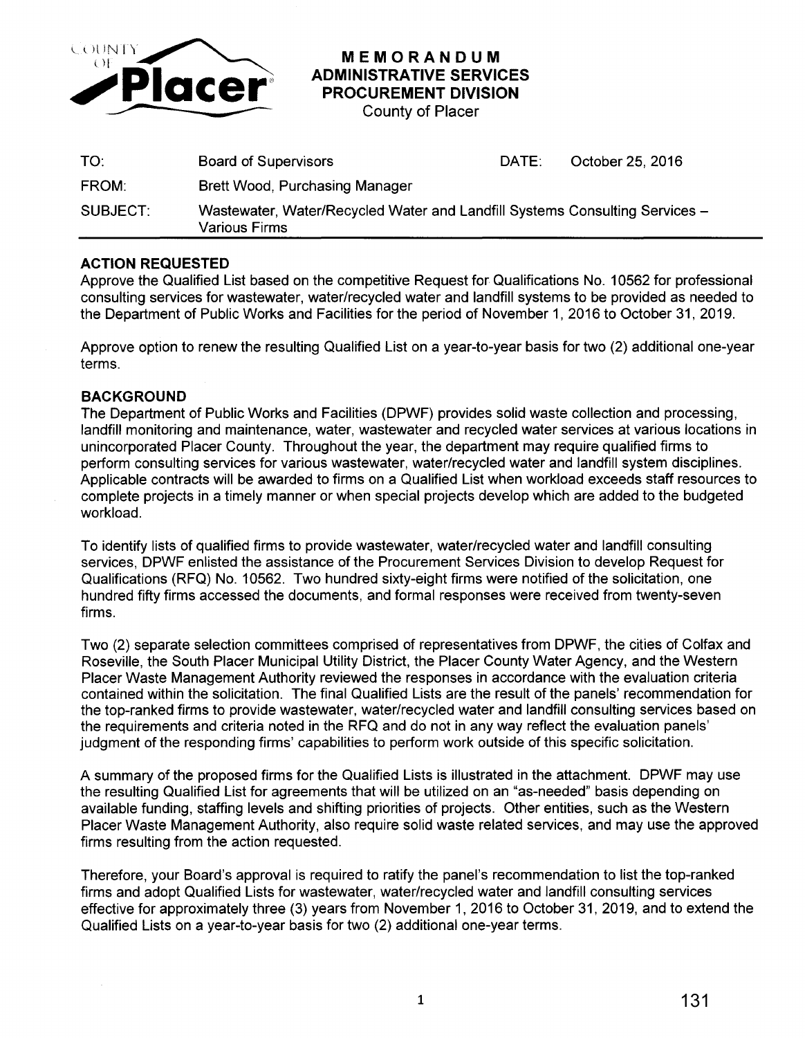# MEMORANDUM
## ADMINISTRATIVE SERVICES
## PROCUREMENT DIVISION
County of Placer

| | | | |
|---|---|---|---|
| TO: | Board of Supervisors | DATE: | October 25, 2016 |
| FROM: | Brett Wood, Purchasing Manager | | |
| SUBJECT: | Wastewater, Water/Recycled Water and Landfill Systems Consulting Services – Various Firms | | |

### ACTION REQUESTED

Approve the Qualified List based on the competitive Request for Qualifications No. 10562 for professional consulting services for wastewater, water/recycled water and landfill systems to be provided as needed to the Department of Public Works and Facilities for the period of November 1, 2016 to October 31, 2019.

Approve option to renew the resulting Qualified List on a year-to-year basis for two (2) additional one-year terms.

### BACKGROUND

The Department of Public Works and Facilities (DPWF) provides solid waste collection and processing, landfill monitoring and maintenance, water, wastewater and recycled water services at various locations in unincorporated Placer County. Throughout the year, the department may require qualified firms to perform consulting services for various wastewater, water/recycled water and landfill system disciplines. Applicable contracts will be awarded to firms on a Qualified List when workload exceeds staff resources to complete projects in a timely manner or when special projects develop which are added to the budgeted workload.

To identify lists of qualified firms to provide wastewater, water/recycled water and landfill consulting services, DPWF enlisted the assistance of the Procurement Services Division to develop Request for Qualifications (RFQ) No. 10562. Two hundred sixty-eight firms were notified of the solicitation, one hundred fifty firms accessed the documents, and formal responses were received from twenty-seven firms.

Two (2) separate selection committees comprised of representatives from DPWF, the cities of Colfax and Roseville, the South Placer Municipal Utility District, the Placer County Water Agency, and the Western Placer Waste Management Authority reviewed the responses in accordance with the evaluation criteria contained within the solicitation. The final Qualified Lists are the result of the panels' recommendation for the top-ranked firms to provide wastewater, water/recycled water and landfill consulting services based on the requirements and criteria noted in the RFQ and do not in any way reflect the evaluation panels' judgment of the responding firms' capabilities to perform work outside of this specific solicitation.

A summary of the proposed firms for the Qualified Lists is illustrated in the attachment. DPWF may use the resulting Qualified List for agreements that will be utilized on an "as-needed" basis depending on available funding, staffing levels and shifting priorities of projects. Other entities, such as the Western Placer Waste Management Authority, also require solid waste related services, and may use the approved firms resulting from the action requested.

Therefore, your Board's approval is required to ratify the panel's recommendation to list the top-ranked firms and adopt Qualified Lists for wastewater, water/recycled water and landfill consulting services effective for approximately three (3) years from November 1, 2016 to October 31, 2019, and to extend the Qualified Lists on a year-to-year basis for two (2) additional one-year terms.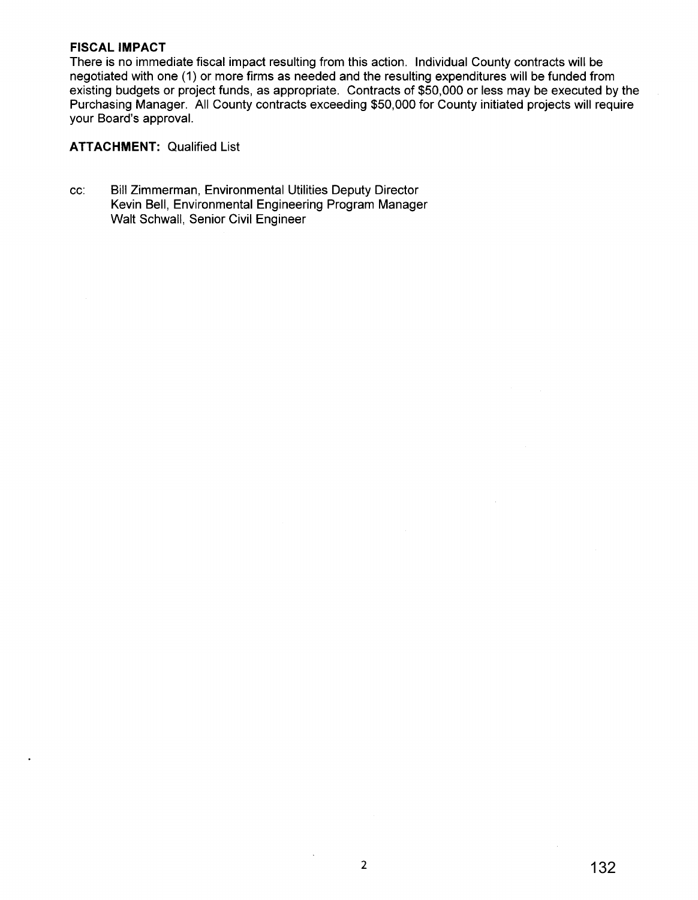**FISCAL IMPACT**

There is no immediate fiscal impact resulting from this action. Individual County contracts will be negotiated with one (1) or more firms as needed and the resulting expenditures will be funded from existing budgets or project funds, as appropriate. Contracts of $50,000 or less may be executed by the Purchasing Manager. All County contracts exceeding $50,000 for County initiated projects will require your Board's approval.

**ATTACHMENT:** Qualified List

cc: Bill Zimmerman, Environmental Utilities Deputy Director
Kevin Bell, Environmental Engineering Program Manager
Walt Schwall, Senior Civil Engineer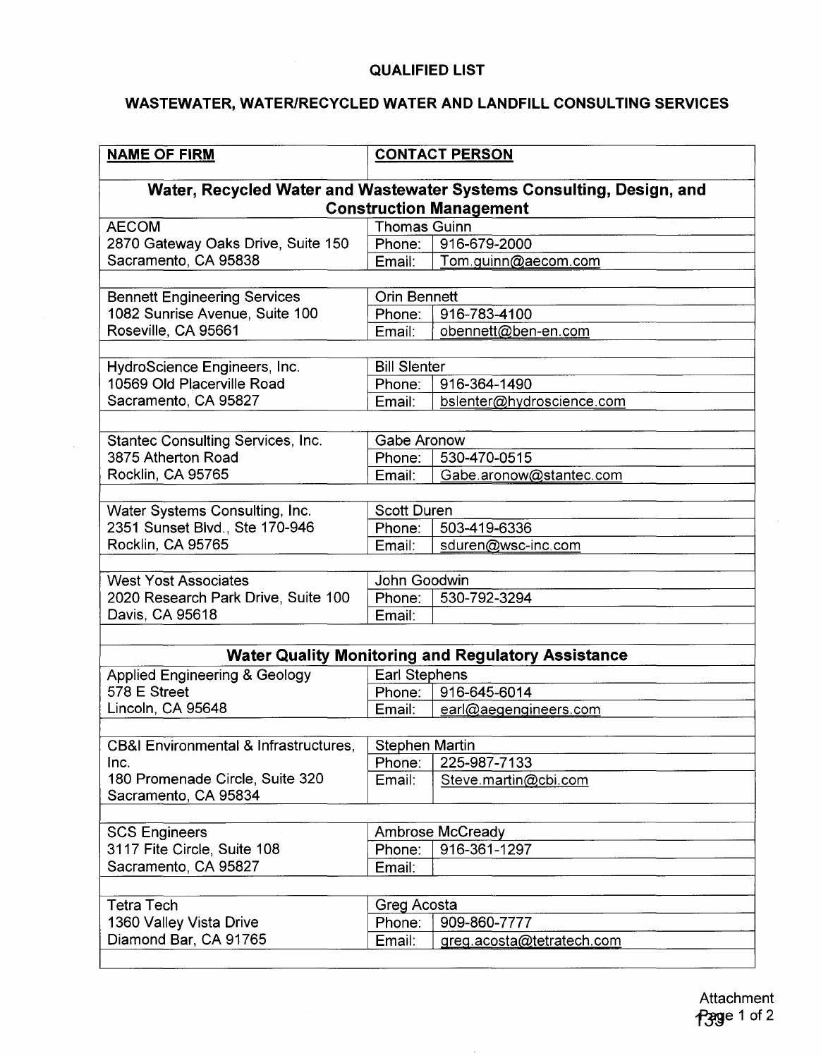**QUALIFIED LIST**

**WASTEWATER, WATER/RECYCLED WATER AND LANDFILL CONSULTING SERVICES**

| NAME OF FIRM | CONTACT PERSON |
|---|---|
| **Water, Recycled Water and Wastewater Systems Consulting, Design, and Construction Management** | |
| AECOM<br>2870 Gateway Oaks Drive, Suite 150<br>Sacramento, CA 95838 | Thomas Guinn<br>Phone: 916-679-2000<br>Email: Tom.guinn@aecom.com |
| Bennett Engineering Services<br>1082 Sunrise Avenue, Suite 100<br>Roseville, CA 95661 | Orin Bennett<br>Phone: 916-783-4100<br>Email: obennett@ben-en.com |
| HydroScience Engineers, Inc.<br>10569 Old Placerville Road<br>Sacramento, CA 95827 | Bill Slenter<br>Phone: 916-364-1490<br>Email: bslenter@hydroscience.com |
| Stantec Consulting Services, Inc.<br>3875 Atherton Road<br>Rocklin, CA 95765 | Gabe Aronow<br>Phone: 530-470-0515<br>Email: Gabe.aronow@stantec.com |
| Water Systems Consulting, Inc.<br>2351 Sunset Blvd., Ste 170-946<br>Rocklin, CA 95765 | Scott Duren<br>Phone: 503-419-6336<br>Email: sduren@wsc-inc.com |
| West Yost Associates<br>2020 Research Park Drive, Suite 100<br>Davis, CA 95618 | John Goodwin<br>Phone: 530-792-3294<br>Email: |
| **Water Quality Monitoring and Regulatory Assistance** | |
| Applied Engineering & Geology<br>578 E Street<br>Lincoln, CA 95648 | Earl Stephens<br>Phone: 916-645-6014<br>Email: earl@aegengineers.com |
| CB&I Environmental & Infrastructures, Inc.<br>180 Promenade Circle, Suite 320<br>Sacramento, CA 95834 | Stephen Martin<br>Phone: 225-987-7133<br>Email: Steve.martin@cbi.com |
| SCS Engineers<br>3117 Fite Circle, Suite 108<br>Sacramento, CA 95827 | Ambrose McCready<br>Phone: 916-361-1297<br>Email: |
| Tetra Tech<br>1360 Valley Vista Drive<br>Diamond Bar, CA 91765 | Greg Acosta<br>Phone: 909-860-7777<br>Email: greg.acosta@tetratech.com |

Attachment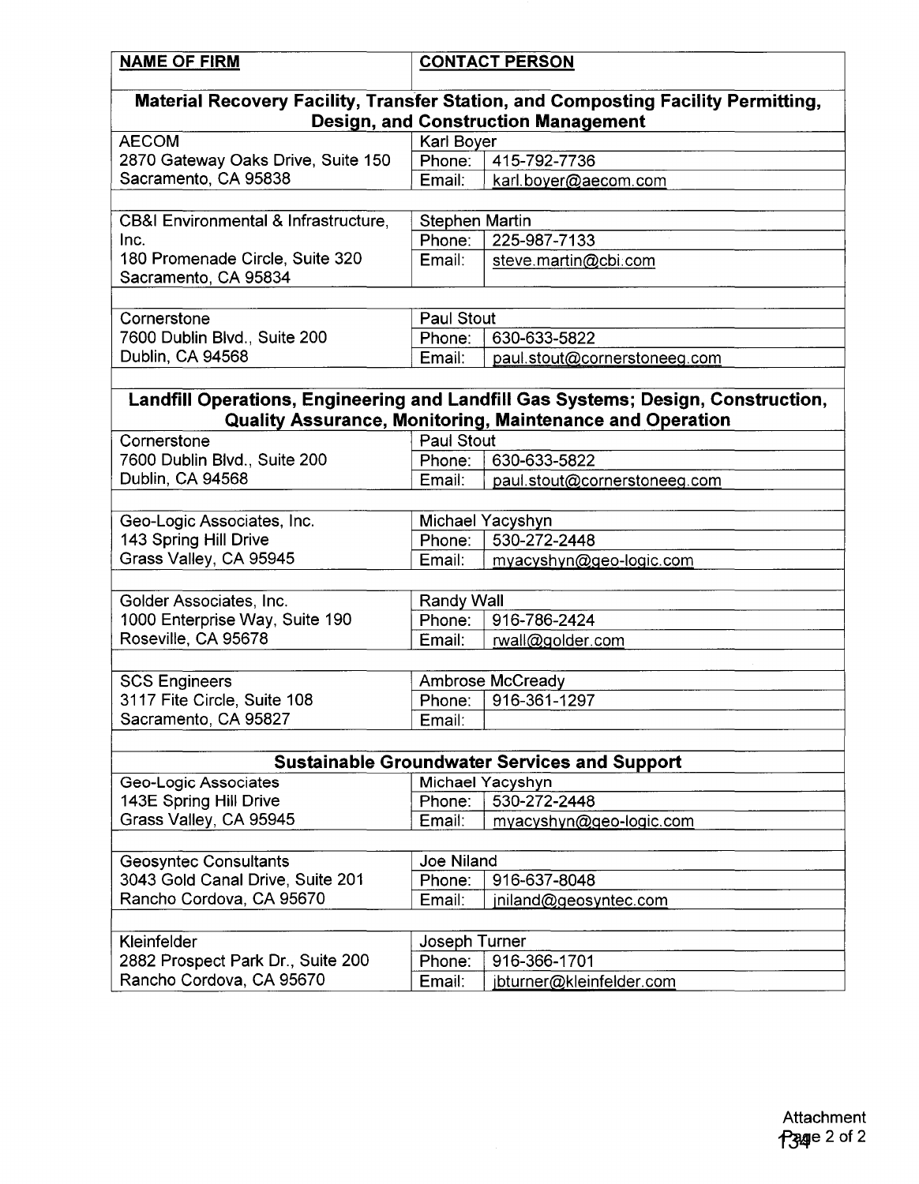| NAME OF FIRM | CONTACT PERSON | |
|---|---|---|
| **Material Recovery Facility, Transfer Station, and Composting Facility Permitting, Design, and Construction Management** | | |
| AECOM<br>2870 Gateway Oaks Drive, Suite 150<br>Sacramento, CA 95838 | Karl Boyer | |
| | Phone: | 415-792-7736 |
| | Email: | karl.boyer@aecom.com |
| CB&I Environmental & Infrastructure, Inc.<br>180 Promenade Circle, Suite 320<br>Sacramento, CA 95834 | Stephen Martin | |
| | Phone: | 225-987-7133 |
| | Email: | steve.martin@cbi.com |
| Cornerstone<br>7600 Dublin Blvd., Suite 200<br>Dublin, CA 94568 | Paul Stout | |
| | Phone: | 630-633-5822 |
| | Email: | paul.stout@cornerstoneeg.com |
| **Landfill Operations, Engineering and Landfill Gas Systems; Design, Construction, Quality Assurance, Monitoring, Maintenance and Operation** | | |
| Cornerstone<br>7600 Dublin Blvd., Suite 200<br>Dublin, CA 94568 | Paul Stout | |
| | Phone: | 630-633-5822 |
| | Email: | paul.stout@cornerstoneeg.com |
| Geo-Logic Associates, Inc.<br>143 Spring Hill Drive<br>Grass Valley, CA 95945 | Michael Yacyshyn | |
| | Phone: | 530-272-2448 |
| | Email: | myacyshyn@geo-logic.com |
| Golder Associates, Inc.<br>1000 Enterprise Way, Suite 190<br>Roseville, CA 95678 | Randy Wall | |
| | Phone: | 916-786-2424 |
| | Email: | rwall@golder.com |
| SCS Engineers<br>3117 Fite Circle, Suite 108<br>Sacramento, CA 95827 | Ambrose McCready | |
| | Phone: | 916-361-1297 |
| | Email: | |
| **Sustainable Groundwater Services and Support** | | |
| Geo-Logic Associates<br>143E Spring Hill Drive<br>Grass Valley, CA 95945 | Michael Yacyshyn | |
| | Phone: | 530-272-2448 |
| | Email: | myacyshyn@geo-logic.com |
| Geosyntec Consultants<br>3043 Gold Canal Drive, Suite 201<br>Rancho Cordova, CA 95670 | Joe Niland | |
| | Phone: | 916-637-8048 |
| | Email: | jniland@geosyntec.com |
| Kleinfelder<br>2882 Prospect Park Dr., Suite 200<br>Rancho Cordova, CA 95670 | Joseph Turner | |
| | Phone: | 916-366-1701 |
| | Email: | jbturner@kleinfelder.com |

Attachment